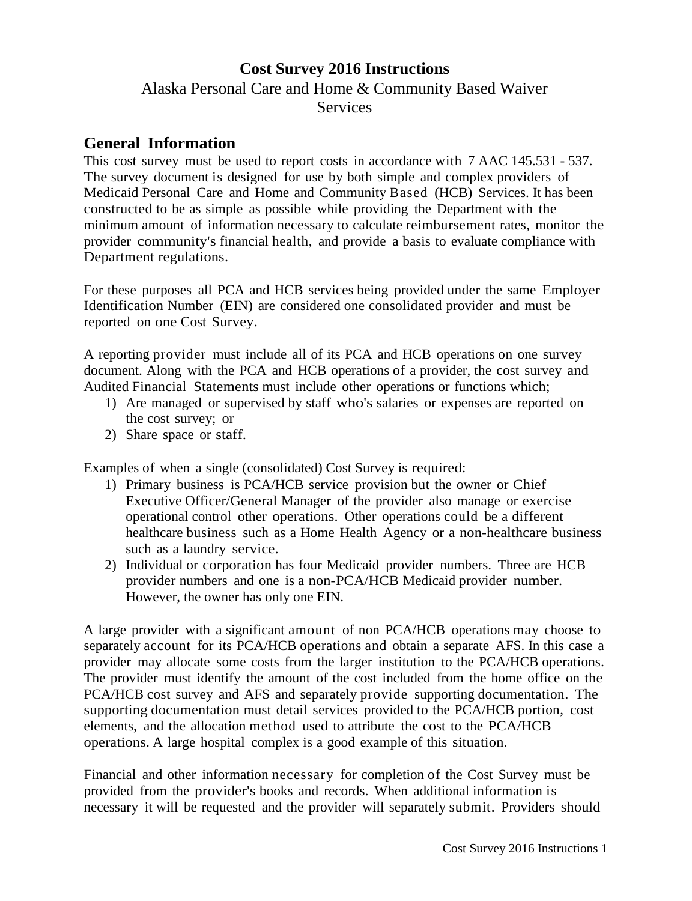# Cost Survey 2016 Instructions

Alaska Personal Care and Home & Community Based Waiver Services

## General Information

This cost survey must be used to report costs in accordance with 7 AAC 145.531 - 537. The survey document is designed for use by both simple and complex providers of Medicaid Personal Care and Home and Community Based (HCB) Services. It has been constructed to be as simple as possible while providing the Department with the minimum amount of information necessary to calculate reimbursement rates, monitor the provider community's financial health, and provide a basis to evaluate compliance with Department regulations.

For these purposes all PCA and HCB services being provided under the same Employer Identification Number (EIN) are considered one consolidated provider and must be reported on one Cost Survey.

A reporting provider must include all of its PCA and HCB operations on one survey document. Along with the PCA and HCB operations of a provider, the cost survey and Audited Financial Statements must include other operations or functions which;

1) Are managed or supervised by staff who's salaries or expenses are reported on the cost survey; or
2) Share space or staff.

Examples of when a single (consolidated) Cost Survey is required:

1) Primary business is PCA/HCB service provision but the owner or Chief Executive Officer/General Manager of the provider also manage or exercise operational control other operations. Other operations could be a different healthcare business such as a Home Health Agency or a non-healthcare business such as a laundry service.
2) Individual or corporation has four Medicaid provider numbers. Three are HCB provider numbers and one is a non-PCA/HCB Medicaid provider number. However, the owner has only one EIN.

A large provider with a significant amount of non PCA/HCB operations may choose to separately account for its PCA/HCB operations and obtain a separate AFS. In this case a provider may allocate some costs from the larger institution to the PCA/HCB operations. The provider must identify the amount of the cost included from the home office on the PCA/HCB cost survey and AFS and separately provide supporting documentation. The supporting documentation must detail services provided to the PCA/HCB portion, cost elements, and the allocation method used to attribute the cost to the PCA/HCB operations. A large hospital complex is a good example of this situation.

Financial and other information necessary for completion of the Cost Survey must be provided from the provider's books and records. When additional information is necessary it will be requested and the provider will separately submit. Providers should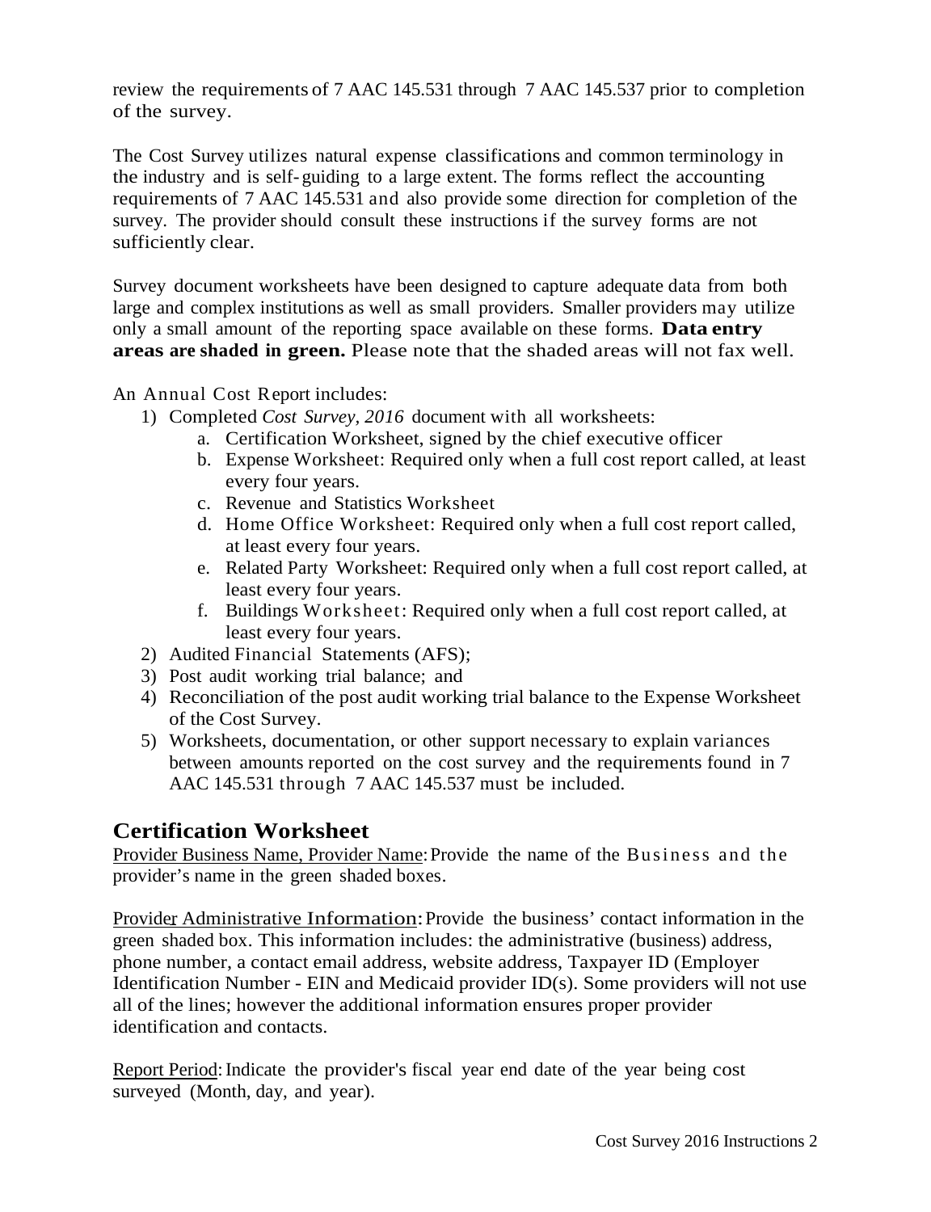review the requirements of 7 AAC 145.531 through 7 AAC 145.537 prior to completion of the survey.

The Cost Survey utilizes natural expense classifications and common terminology in the industry and is self-guiding to a large extent. The forms reflect the accounting requirements of 7 AAC 145.531 and also provide some direction for completion of the survey. The provider should consult these instructions if the survey forms are not sufficiently clear.

Survey document worksheets have been designed to capture adequate data from both large and complex institutions as well as small providers. Smaller providers may utilize only a small amount of the reporting space available on these forms. **Data entry areas are shaded in green.** Please note that the shaded areas will not fax well.

An Annual Cost Report includes:

1) Completed *Cost Survey, 2016* document with all worksheets:
    a. Certification Worksheet, signed by the chief executive officer
    b. Expense Worksheet: Required only when a full cost report called, at least every four years.
    c. Revenue and Statistics Worksheet
    d. Home Office Worksheet: Required only when a full cost report called, at least every four years.
    e. Related Party Worksheet: Required only when a full cost report called, at least every four years.
    f. Buildings Worksheet: Required only when a full cost report called, at least every four years.
2) Audited Financial Statements (AFS);
3) Post audit working trial balance; and
4) Reconciliation of the post audit working trial balance to the Expense Worksheet of the Cost Survey.
5) Worksheets, documentation, or other support necessary to explain variances between amounts reported on the cost survey and the requirements found in 7 AAC 145.531 through 7 AAC 145.537 must be included.

## Certification Worksheet

Provider Business Name, Provider Name: Provide the name of the Business and the provider's name in the green shaded boxes.

Provider Administrative Information: Provide the business' contact information in the green shaded box. This information includes: the administrative (business) address, phone number, a contact email address, website address, Taxpayer ID (Employer Identification Number - EIN and Medicaid provider ID(s). Some providers will not use all of the lines; however the additional information ensures proper provider identification and contacts.

Report Period: Indicate the provider's fiscal year end date of the year being cost surveyed (Month, day, and year).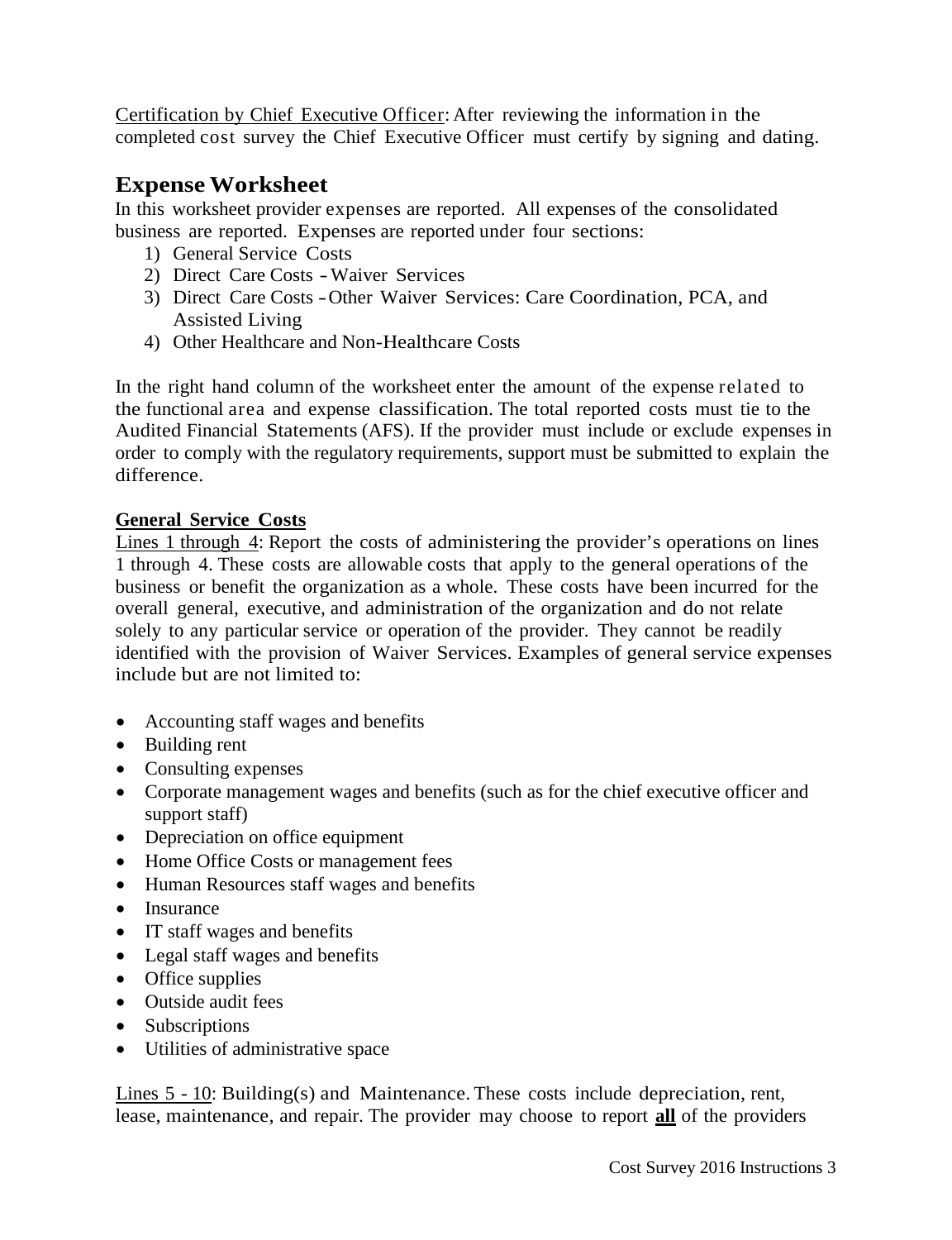Certification by Chief Executive Officer: After reviewing the information in the completed cost survey the Chief Executive Officer must certify by signing and dating.

## Expense Worksheet

In this worksheet provider expenses are reported. All expenses of the consolidated business are reported. Expenses are reported under four sections:

1) General Service Costs
2) Direct Care Costs - Waiver Services
3) Direct Care Costs - Other Waiver Services: Care Coordination, PCA, and Assisted Living
4) Other Healthcare and Non-Healthcare Costs

In the right hand column of the worksheet enter the amount of the expense related to the functional area and expense classification. The total reported costs must tie to the Audited Financial Statements (AFS). If the provider must include or exclude expenses in order to comply with the regulatory requirements, support must be submitted to explain the difference.

**General Service Costs**

Lines 1 through 4: Report the costs of administering the provider's operations on lines 1 through 4. These costs are allowable costs that apply to the general operations of the business or benefit the organization as a whole. These costs have been incurred for the overall general, executive, and administration of the organization and do not relate solely to any particular service or operation of the provider. They cannot be readily identified with the provision of Waiver Services. Examples of general service expenses include but are not limited to:

- Accounting staff wages and benefits
- Building rent
- Consulting expenses
- Corporate management wages and benefits (such as for the chief executive officer and support staff)
- Depreciation on office equipment
- Home Office Costs or management fees
- Human Resources staff wages and benefits
- Insurance
- IT staff wages and benefits
- Legal staff wages and benefits
- Office supplies
- Outside audit fees
- Subscriptions
- Utilities of administrative space

Lines 5 - 10: Building(s) and Maintenance. These costs include depreciation, rent, lease, maintenance, and repair. The provider may choose to report **all** of the providers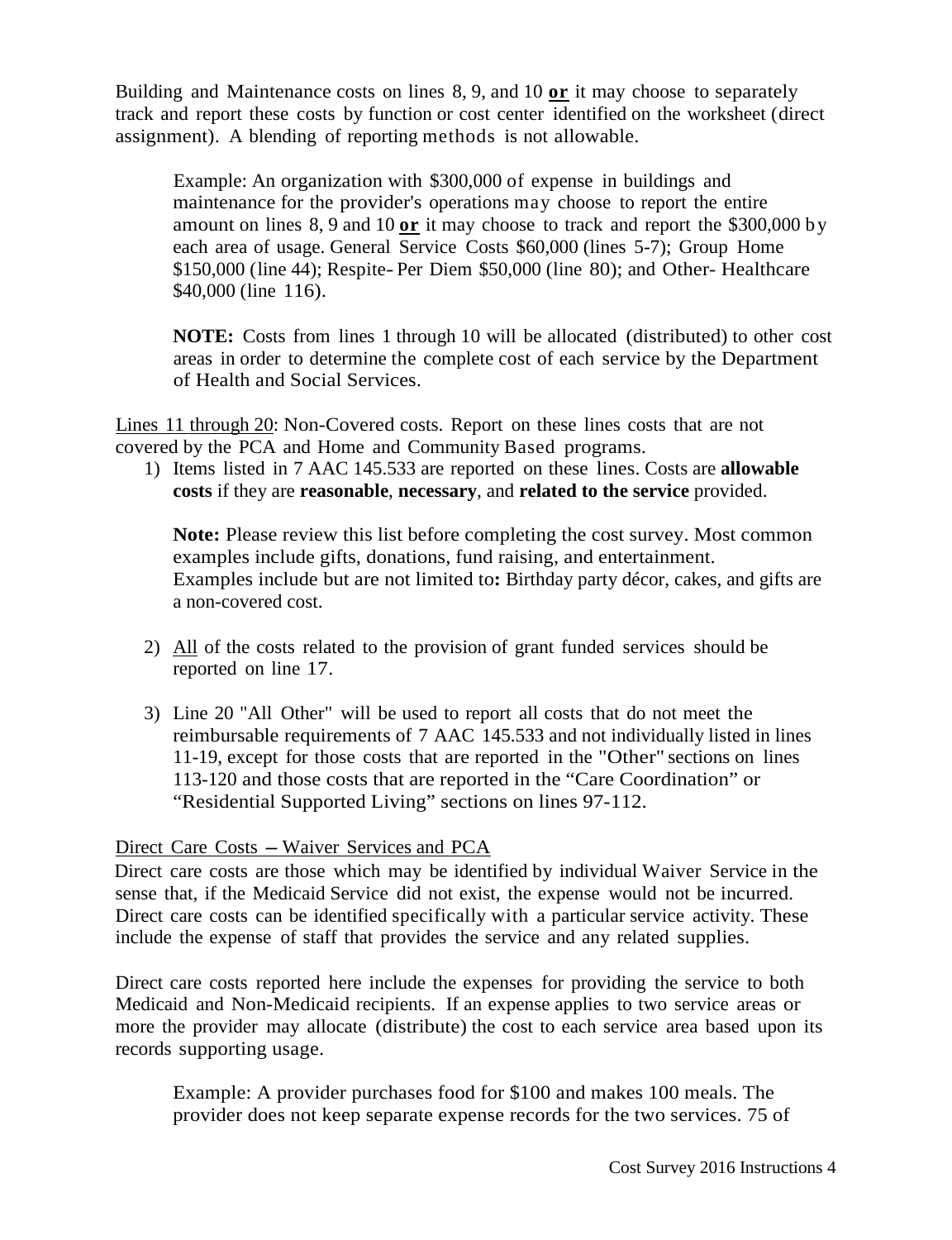Building and Maintenance costs on lines 8, 9, and 10 **or** it may choose to separately track and report these costs by function or cost center identified on the worksheet (direct assignment). A blending of reporting methods is not allowable.

> Example: An organization with $300,000 of expense in buildings and maintenance for the provider's operations may choose to report the entire amount on lines 8, 9 and 10 **or** it may choose to track and report the $300,000 by each area of usage. General Service Costs $60,000 (lines 5-7); Group Home $150,000 (line 44); Respite- Per Diem $50,000 (line 80); and Other- Healthcare $40,000 (line 116).
>
> **NOTE:** Costs from lines 1 through 10 will be allocated (distributed) to other cost areas in order to determine the complete cost of each service by the Department of Health and Social Services.

Lines 11 through 20: Non-Covered costs. Report on these lines costs that are not covered by the PCA and Home and Community Based programs.

1) Items listed in 7 AAC 145.533 are reported on these lines. Costs are **allowable costs** if they are **reasonable**, **necessary**, and **related to the service** provided.

   **Note:** Please review this list before completing the cost survey. Most common examples include gifts, donations, fund raising, and entertainment. Examples include but are not limited to**:** Birthday party décor, cakes, and gifts are a non-covered cost.

2) All of the costs related to the provision of grant funded services should be reported on line 17.

3) Line 20 "All Other" will be used to report all costs that do not meet the reimbursable requirements of 7 AAC 145.533 and not individually listed in lines 11-19, except for those costs that are reported in the "Other" sections on lines 113-120 and those costs that are reported in the "Care Coordination" or "Residential Supported Living" sections on lines 97-112.

Direct Care Costs – Waiver Services and PCA

Direct care costs are those which may be identified by individual Waiver Service in the sense that, if the Medicaid Service did not exist, the expense would not be incurred. Direct care costs can be identified specifically with a particular service activity. These include the expense of staff that provides the service and any related supplies.

Direct care costs reported here include the expenses for providing the service to both Medicaid and Non-Medicaid recipients. If an expense applies to two service areas or more the provider may allocate (distribute) the cost to each service area based upon its records supporting usage.

> Example: A provider purchases food for $100 and makes 100 meals. The provider does not keep separate expense records for the two services. 75 of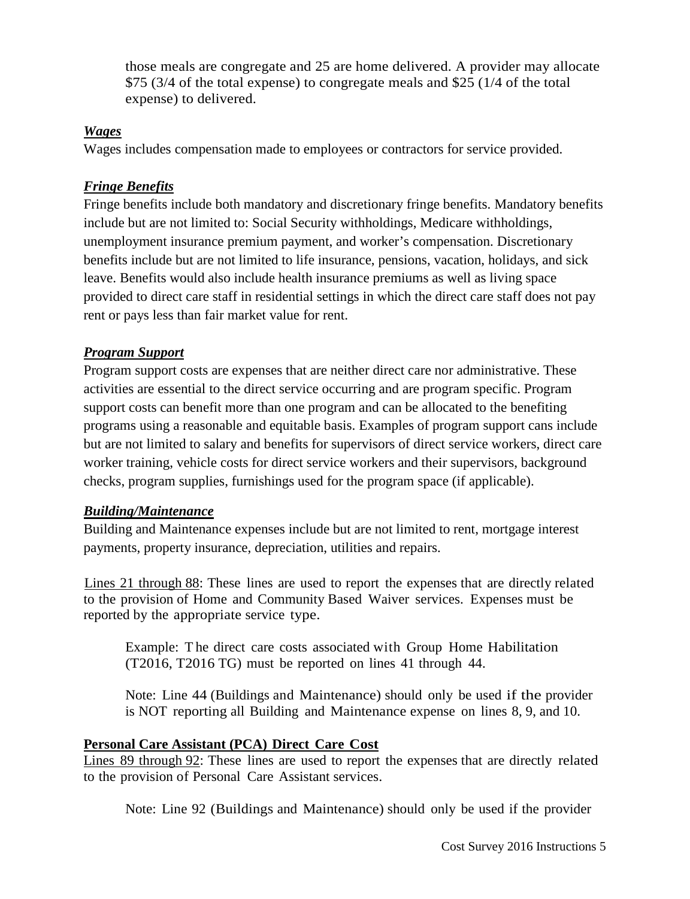those meals are congregate and 25 are home delivered. A provider may allocate $75 (3/4 of the total expense) to congregate meals and $25 (1/4 of the total expense) to delivered.

***Wages***

Wages includes compensation made to employees or contractors for service provided.

***Fringe Benefits***

Fringe benefits include both mandatory and discretionary fringe benefits. Mandatory benefits include but are not limited to: Social Security withholdings, Medicare withholdings, unemployment insurance premium payment, and worker's compensation. Discretionary benefits include but are not limited to life insurance, pensions, vacation, holidays, and sick leave. Benefits would also include health insurance premiums as well as living space provided to direct care staff in residential settings in which the direct care staff does not pay rent or pays less than fair market value for rent.

***Program Support***

Program support costs are expenses that are neither direct care nor administrative. These activities are essential to the direct service occurring and are program specific. Program support costs can benefit more than one program and can be allocated to the benefiting programs using a reasonable and equitable basis. Examples of program support cans include but are not limited to salary and benefits for supervisors of direct service workers, direct care worker training, vehicle costs for direct service workers and their supervisors, background checks, program supplies, furnishings used for the program space (if applicable).

***Building/Maintenance***

Building and Maintenance expenses include but are not limited to rent, mortgage interest payments, property insurance, depreciation, utilities and repairs.

Lines 21 through 88: These lines are used to report the expenses that are directly related to the provision of Home and Community Based Waiver services. Expenses must be reported by the appropriate service type.

> Example: The direct care costs associated with Group Home Habilitation (T2016, T2016 TG) must be reported on lines 41 through 44.
>
> Note: Line 44 (Buildings and Maintenance) should only be used if the provider is NOT reporting all Building and Maintenance expense on lines 8, 9, and 10.

**Personal Care Assistant (PCA) Direct Care Cost**

Lines 89 through 92: These lines are used to report the expenses that are directly related to the provision of Personal Care Assistant services.

> Note: Line 92 (Buildings and Maintenance) should only be used if the provider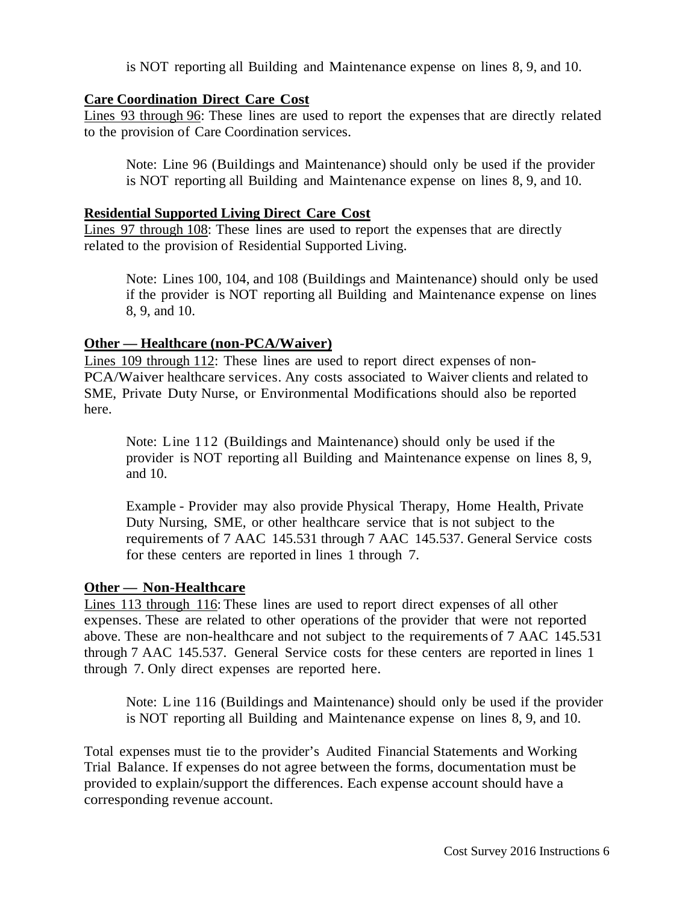is NOT reporting all Building and Maintenance expense on lines 8, 9, and 10.

**Care Coordination Direct Care Cost**

Lines 93 through 96: These lines are used to report the expenses that are directly related to the provision of Care Coordination services.

> Note: Line 96 (Buildings and Maintenance) should only be used if the provider is NOT reporting all Building and Maintenance expense on lines 8, 9, and 10.

**Residential Supported Living Direct Care Cost**

Lines 97 through 108: These lines are used to report the expenses that are directly related to the provision of Residential Supported Living.

> Note: Lines 100, 104, and 108 (Buildings and Maintenance) should only be used if the provider is NOT reporting all Building and Maintenance expense on lines 8, 9, and 10.

**Other — Healthcare (non-PCA/Waiver)**

Lines 109 through 112: These lines are used to report direct expenses of non-PCA/Waiver healthcare services. Any costs associated to Waiver clients and related to SME, Private Duty Nurse, or Environmental Modifications should also be reported here.

> Note: Line 112 (Buildings and Maintenance) should only be used if the provider is NOT reporting all Building and Maintenance expense on lines 8, 9, and 10.
>
> Example - Provider may also provide Physical Therapy, Home Health, Private Duty Nursing, SME, or other healthcare service that is not subject to the requirements of 7 AAC 145.531 through 7 AAC 145.537. General Service costs for these centers are reported in lines 1 through 7.

**Other — Non-Healthcare**

Lines 113 through 116: These lines are used to report direct expenses of all other expenses. These are related to other operations of the provider that were not reported above. These are non-healthcare and not subject to the requirements of 7 AAC 145.531 through 7 AAC 145.537. General Service costs for these centers are reported in lines 1 through 7. Only direct expenses are reported here.

> Note: Line 116 (Buildings and Maintenance) should only be used if the provider is NOT reporting all Building and Maintenance expense on lines 8, 9, and 10.

Total expenses must tie to the provider's Audited Financial Statements and Working Trial Balance. If expenses do not agree between the forms, documentation must be provided to explain/support the differences. Each expense account should have a corresponding revenue account.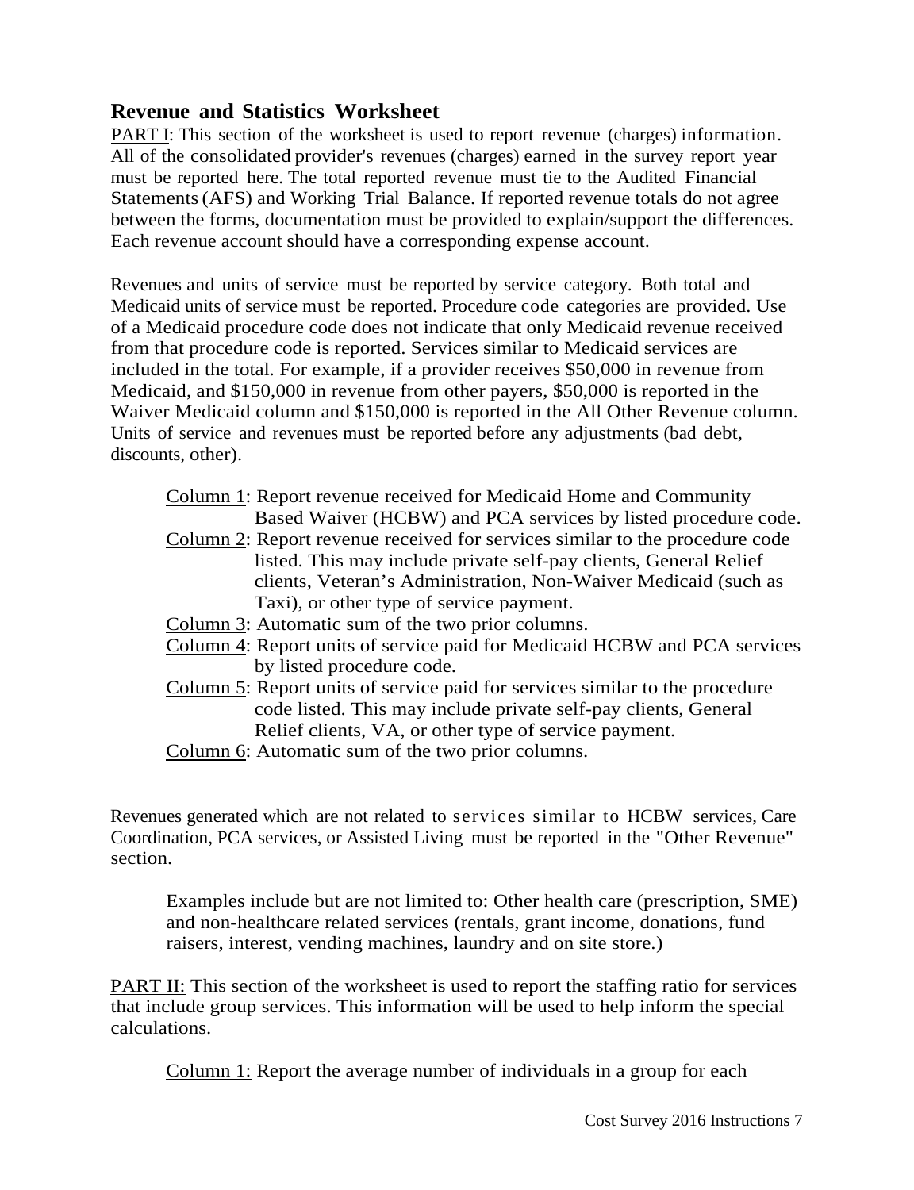## Revenue and Statistics Worksheet

PART I: This section of the worksheet is used to report revenue (charges) information. All of the consolidated provider's revenues (charges) earned in the survey report year must be reported here. The total reported revenue must tie to the Audited Financial Statements (AFS) and Working Trial Balance. If reported revenue totals do not agree between the forms, documentation must be provided to explain/support the differences. Each revenue account should have a corresponding expense account.

Revenues and units of service must be reported by service category. Both total and Medicaid units of service must be reported. Procedure code categories are provided. Use of a Medicaid procedure code does not indicate that only Medicaid revenue received from that procedure code is reported. Services similar to Medicaid services are included in the total. For example, if a provider receives $50,000 in revenue from Medicaid, and $150,000 in revenue from other payers, $50,000 is reported in the Waiver Medicaid column and $150,000 is reported in the All Other Revenue column. Units of service and revenues must be reported before any adjustments (bad debt, discounts, other).

- Column 1: Report revenue received for Medicaid Home and Community Based Waiver (HCBW) and PCA services by listed procedure code.
- Column 2: Report revenue received for services similar to the procedure code listed. This may include private self-pay clients, General Relief clients, Veteran's Administration, Non-Waiver Medicaid (such as Taxi), or other type of service payment.
- Column 3: Automatic sum of the two prior columns.
- Column 4: Report units of service paid for Medicaid HCBW and PCA services by listed procedure code.
- Column 5: Report units of service paid for services similar to the procedure code listed. This may include private self-pay clients, General Relief clients, VA, or other type of service payment.
- Column 6: Automatic sum of the two prior columns.

Revenues generated which are not related to services similar to HCBW services, Care Coordination, PCA services, or Assisted Living must be reported in the "Other Revenue" section.

Examples include but are not limited to: Other health care (prescription, SME) and non-healthcare related services (rentals, grant income, donations, fund raisers, interest, vending machines, laundry and on site store.)

PART II: This section of the worksheet is used to report the staffing ratio for services that include group services. This information will be used to help inform the special calculations.

Column 1: Report the average number of individuals in a group for each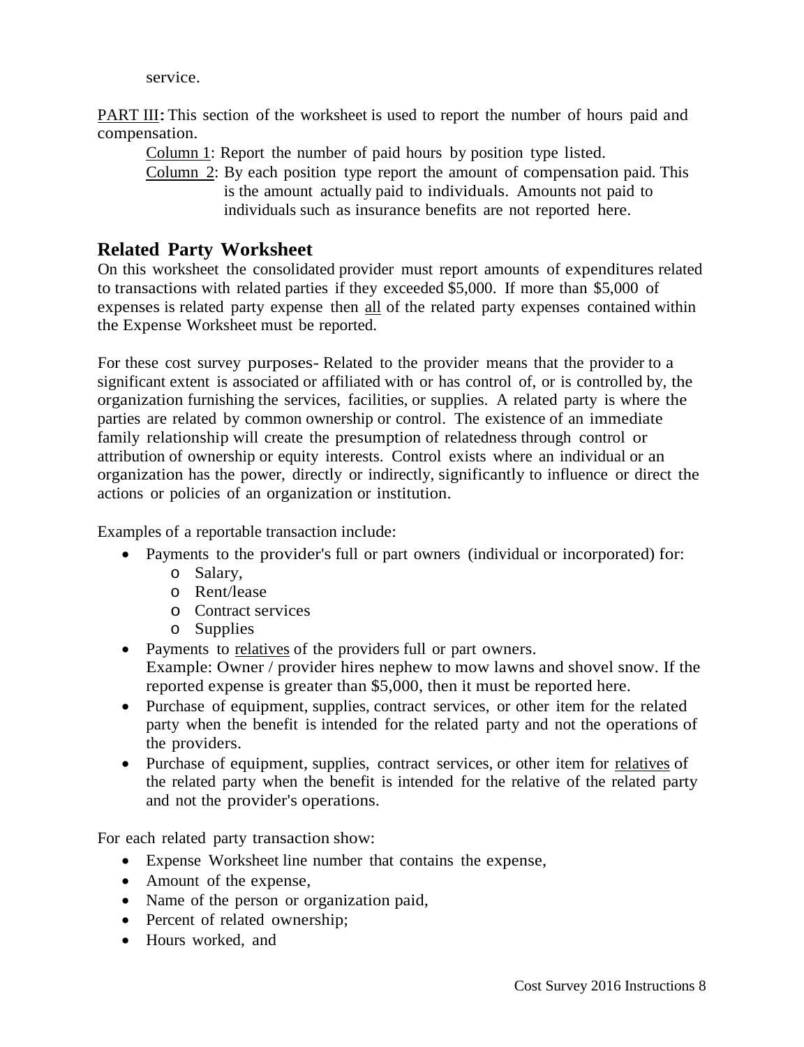service.

PART III**:** This section of the worksheet is used to report the number of hours paid and compensation.

Column 1: Report the number of paid hours by position type listed.

Column 2: By each position type report the amount of compensation paid. This is the amount actually paid to individuals. Amounts not paid to individuals such as insurance benefits are not reported here.

## Related Party Worksheet

On this worksheet the consolidated provider must report amounts of expenditures related to transactions with related parties if they exceeded $5,000. If more than $5,000 of expenses is related party expense then all of the related party expenses contained within the Expense Worksheet must be reported.

For these cost survey purposes- Related to the provider means that the provider to a significant extent is associated or affiliated with or has control of, or is controlled by, the organization furnishing the services, facilities, or supplies. A related party is where the parties are related by common ownership or control. The existence of an immediate family relationship will create the presumption of relatedness through control or attribution of ownership or equity interests. Control exists where an individual or an organization has the power, directly or indirectly, significantly to influence or direct the actions or policies of an organization or institution.

Examples of a reportable transaction include:

- Payments to the provider's full or part owners (individual or incorporated) for:
  - Salary,
  - Rent/lease
  - Contract services
  - Supplies
- Payments to relatives of the providers full or part owners.
  Example: Owner / provider hires nephew to mow lawns and shovel snow. If the reported expense is greater than $5,000, then it must be reported here.
- Purchase of equipment, supplies, contract services, or other item for the related party when the benefit is intended for the related party and not the operations of the providers.
- Purchase of equipment, supplies, contract services, or other item for relatives of the related party when the benefit is intended for the relative of the related party and not the provider's operations.

For each related party transaction show:

- Expense Worksheet line number that contains the expense,
- Amount of the expense,
- Name of the person or organization paid,
- Percent of related ownership;
- Hours worked, and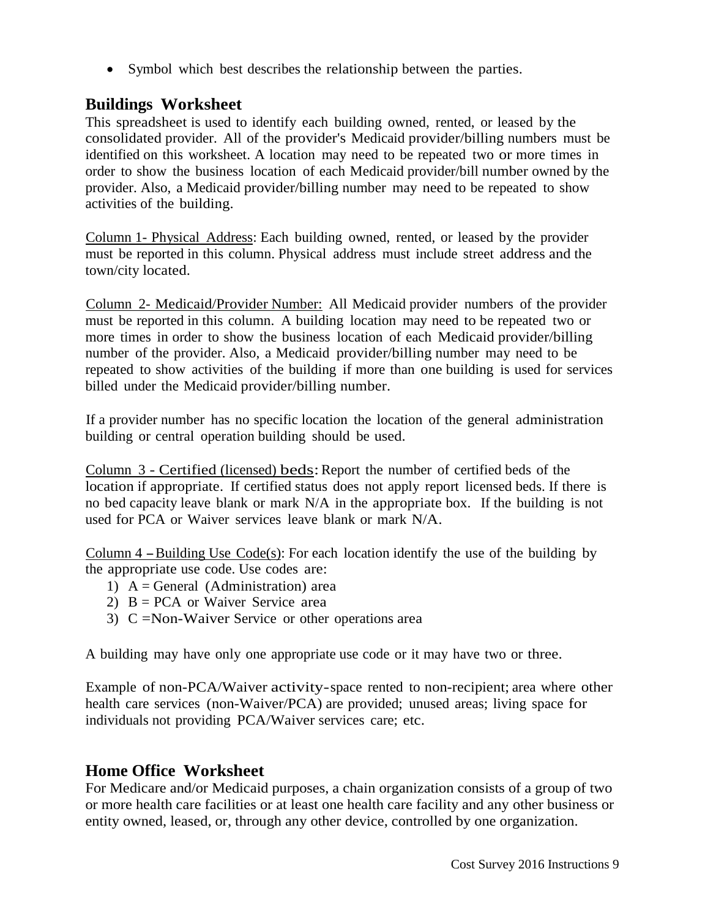- Symbol which best describes the relationship between the parties.

## Buildings Worksheet

This spreadsheet is used to identify each building owned, rented, or leased by the consolidated provider. All of the provider's Medicaid provider/billing numbers must be identified on this worksheet. A location may need to be repeated two or more times in order to show the business location of each Medicaid provider/bill number owned by the provider. Also, a Medicaid provider/billing number may need to be repeated to show activities of the building.

Column 1- Physical Address: Each building owned, rented, or leased by the provider must be reported in this column. Physical address must include street address and the town/city located.

Column 2- Medicaid/Provider Number: All Medicaid provider numbers of the provider must be reported in this column. A building location may need to be repeated two or more times in order to show the business location of each Medicaid provider/billing number of the provider. Also, a Medicaid provider/billing number may need to be repeated to show activities of the building if more than one building is used for services billed under the Medicaid provider/billing number.

If a provider number has no specific location the location of the general administration building or central operation building should be used.

Column 3 - Certified (licensed) beds: Report the number of certified beds of the location if appropriate. If certified status does not apply report licensed beds. If there is no bed capacity leave blank or mark N/A in the appropriate box. If the building is not used for PCA or Waiver services leave blank or mark N/A.

Column 4 – Building Use Code(s): For each location identify the use of the building by the appropriate use code. Use codes are:

1) A = General (Administration) area
2) B = PCA or Waiver Service area
3) C =Non-Waiver Service or other operations area

A building may have only one appropriate use code or it may have two or three.

Example of non-PCA/Waiver activity-space rented to non-recipient; area where other health care services (non-Waiver/PCA) are provided; unused areas; living space for individuals not providing PCA/Waiver services care; etc.

## Home Office Worksheet

For Medicare and/or Medicaid purposes, a chain organization consists of a group of two or more health care facilities or at least one health care facility and any other business or entity owned, leased, or, through any other device, controlled by one organization.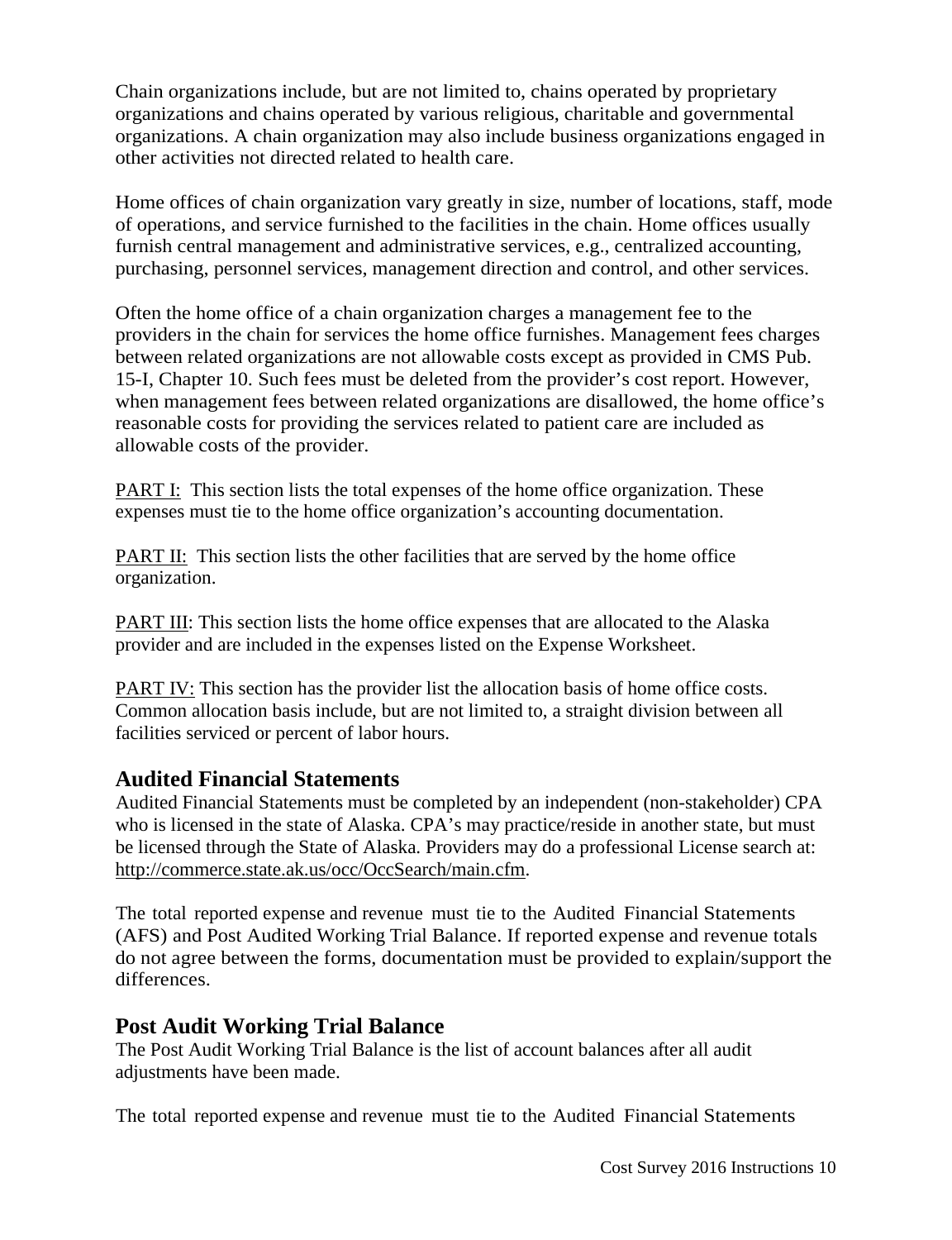Chain organizations include, but are not limited to, chains operated by proprietary organizations and chains operated by various religious, charitable and governmental organizations. A chain organization may also include business organizations engaged in other activities not directed related to health care.

Home offices of chain organization vary greatly in size, number of locations, staff, mode of operations, and service furnished to the facilities in the chain. Home offices usually furnish central management and administrative services, e.g., centralized accounting, purchasing, personnel services, management direction and control, and other services.

Often the home office of a chain organization charges a management fee to the providers in the chain for services the home office furnishes. Management fees charges between related organizations are not allowable costs except as provided in CMS Pub. 15-I, Chapter 10. Such fees must be deleted from the provider's cost report. However, when management fees between related organizations are disallowed, the home office's reasonable costs for providing the services related to patient care are included as allowable costs of the provider.

PART I: This section lists the total expenses of the home office organization. These expenses must tie to the home office organization's accounting documentation.

PART II: This section lists the other facilities that are served by the home office organization.

PART III: This section lists the home office expenses that are allocated to the Alaska provider and are included in the expenses listed on the Expense Worksheet.

PART IV: This section has the provider list the allocation basis of home office costs. Common allocation basis include, but are not limited to, a straight division between all facilities serviced or percent of labor hours.

## Audited Financial Statements

Audited Financial Statements must be completed by an independent (non-stakeholder) CPA who is licensed in the state of Alaska. CPA's may practice/reside in another state, but must be licensed through the State of Alaska. Providers may do a professional License search at: http://commerce.state.ak.us/occ/OccSearch/main.cfm.

The total reported expense and revenue must tie to the Audited Financial Statements (AFS) and Post Audited Working Trial Balance. If reported expense and revenue totals do not agree between the forms, documentation must be provided to explain/support the differences.

## Post Audit Working Trial Balance

The Post Audit Working Trial Balance is the list of account balances after all audit adjustments have been made.

The total reported expense and revenue must tie to the Audited Financial Statements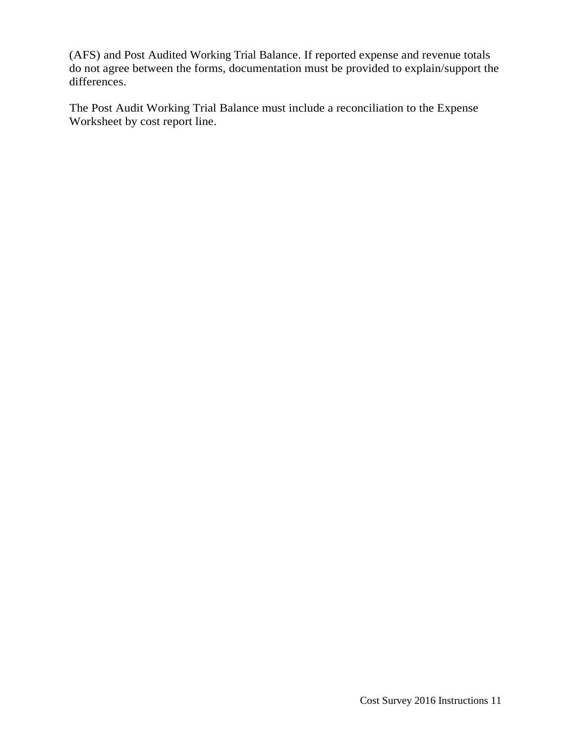(AFS) and Post Audited Working Trial Balance. If reported expense and revenue totals do not agree between the forms, documentation must be provided to explain/support the differences.

The Post Audit Working Trial Balance must include a reconciliation to the Expense Worksheet by cost report line.